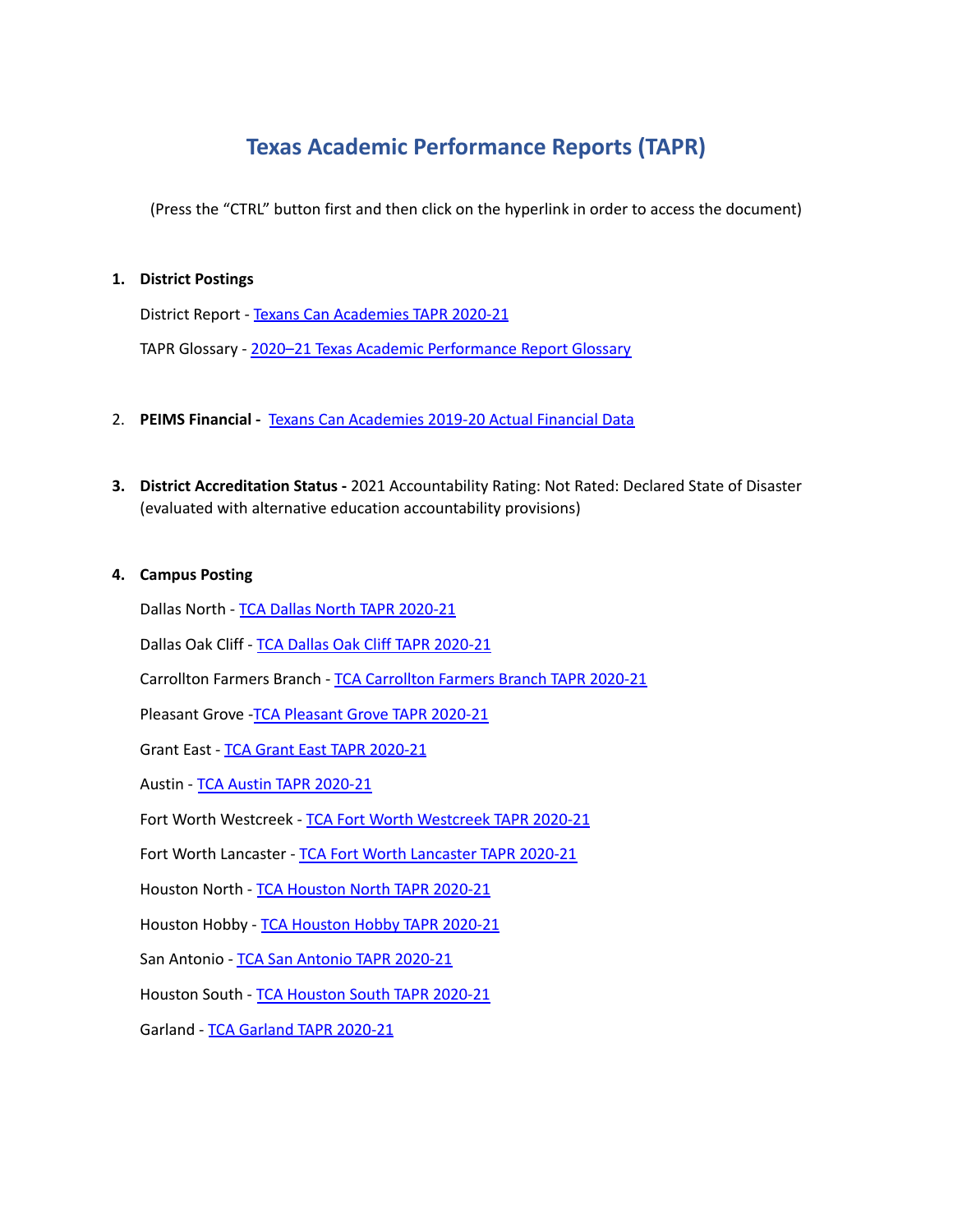# Texas Academic Performance Reports (TAPR)

(Press the "CTRL" button first and then click on the hyperlink in order to access the document)

1. **District Postings**

   District Report - Texans Can Academies TAPR 2020-21

   TAPR Glossary - 2020–21 Texas Academic Performance Report Glossary

2. **PEIMS Financial -** Texans Can Academies 2019-20 Actual Financial Data

3. **District Accreditation Status -** 2021 Accountability Rating: Not Rated: Declared State of Disaster (evaluated with alternative education accountability provisions)

4. **Campus Posting**

   Dallas North - TCA Dallas North TAPR 2020-21

   Dallas Oak Cliff - TCA Dallas Oak Cliff TAPR 2020-21

   Carrollton Farmers Branch - TCA Carrollton Farmers Branch TAPR 2020-21

   Pleasant Grove -TCA Pleasant Grove TAPR 2020-21

   Grant East - TCA Grant East TAPR 2020-21

   Austin - TCA Austin TAPR 2020-21

   Fort Worth Westcreek - TCA Fort Worth Westcreek TAPR 2020-21

   Fort Worth Lancaster - TCA Fort Worth Lancaster TAPR 2020-21

   Houston North - TCA Houston North TAPR 2020-21

   Houston Hobby - TCA Houston Hobby TAPR 2020-21

   San Antonio - TCA San Antonio TAPR 2020-21

   Houston South - TCA Houston South TAPR 2020-21

   Garland - TCA Garland TAPR 2020-21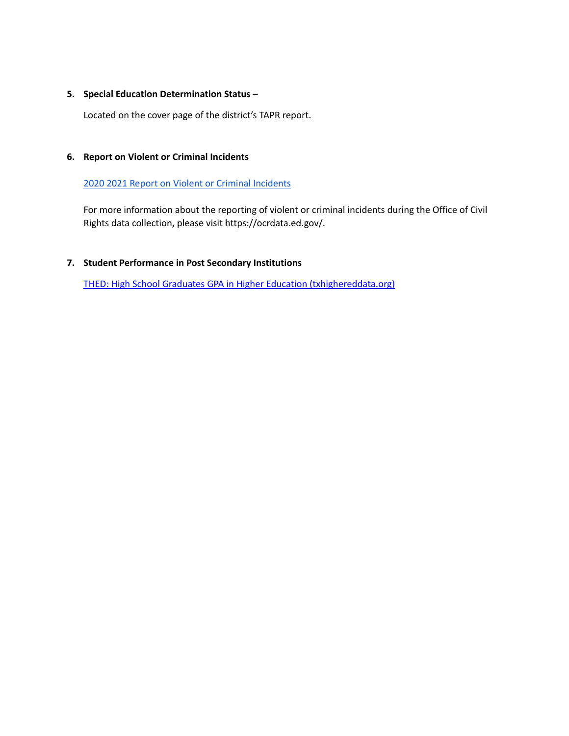5. **Special Education Determination Status –**

   Located on the cover page of the district's TAPR report.

6. **Report on Violent or Criminal Incidents**

   2020 2021 Report on Violent or Criminal Incidents

   For more information about the reporting of violent or criminal incidents during the Office of Civil Rights data collection, please visit https://ocrdata.ed.gov/.

7. **Student Performance in Post Secondary Institutions**

   THED: High School Graduates GPA in Higher Education (txhighereddata.org)